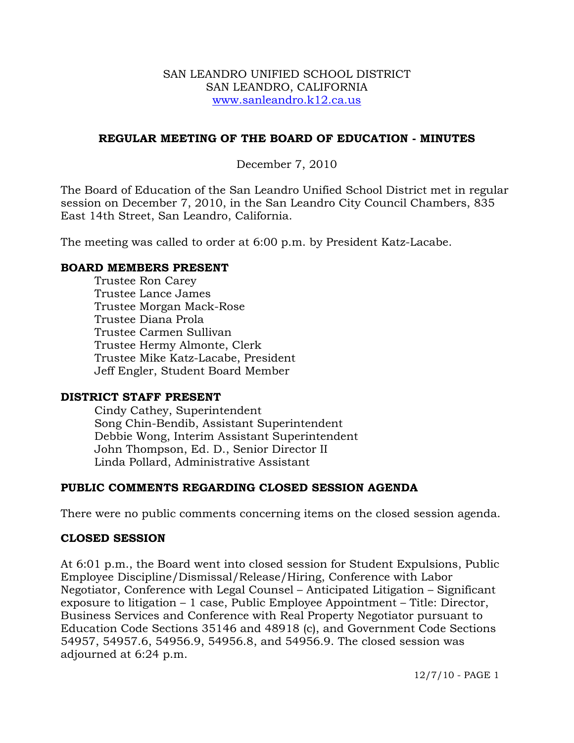SAN LEANDRO UNIFIED SCHOOL DISTRICT
SAN LEANDRO, CALIFORNIA
www.sanleandro.k12.ca.us

# REGULAR MEETING OF THE BOARD OF EDUCATION - MINUTES

December 7, 2010

The Board of Education of the San Leandro Unified School District met in regular session on December 7, 2010, in the San Leandro City Council Chambers, 835 East 14th Street, San Leandro, California.

The meeting was called to order at 6:00 p.m. by President Katz-Lacabe.

## BOARD MEMBERS PRESENT

Trustee Ron Carey
Trustee Lance James
Trustee Morgan Mack-Rose
Trustee Diana Prola
Trustee Carmen Sullivan
Trustee Hermy Almonte, Clerk
Trustee Mike Katz-Lacabe, President
Jeff Engler, Student Board Member

## DISTRICT STAFF PRESENT

Cindy Cathey, Superintendent
Song Chin-Bendib, Assistant Superintendent
Debbie Wong, Interim Assistant Superintendent
John Thompson, Ed. D., Senior Director II
Linda Pollard, Administrative Assistant

## PUBLIC COMMENTS REGARDING CLOSED SESSION AGENDA

There were no public comments concerning items on the closed session agenda.

## CLOSED SESSION

At 6:01 p.m., the Board went into closed session for Student Expulsions, Public Employee Discipline/Dismissal/Release/Hiring, Conference with Labor Negotiator, Conference with Legal Counsel – Anticipated Litigation – Significant exposure to litigation – 1 case, Public Employee Appointment – Title: Director, Business Services and Conference with Real Property Negotiator pursuant to Education Code Sections 35146 and 48918 (c), and Government Code Sections 54957, 54957.6, 54956.9, 54956.8, and 54956.9. The closed session was adjourned at 6:24 p.m.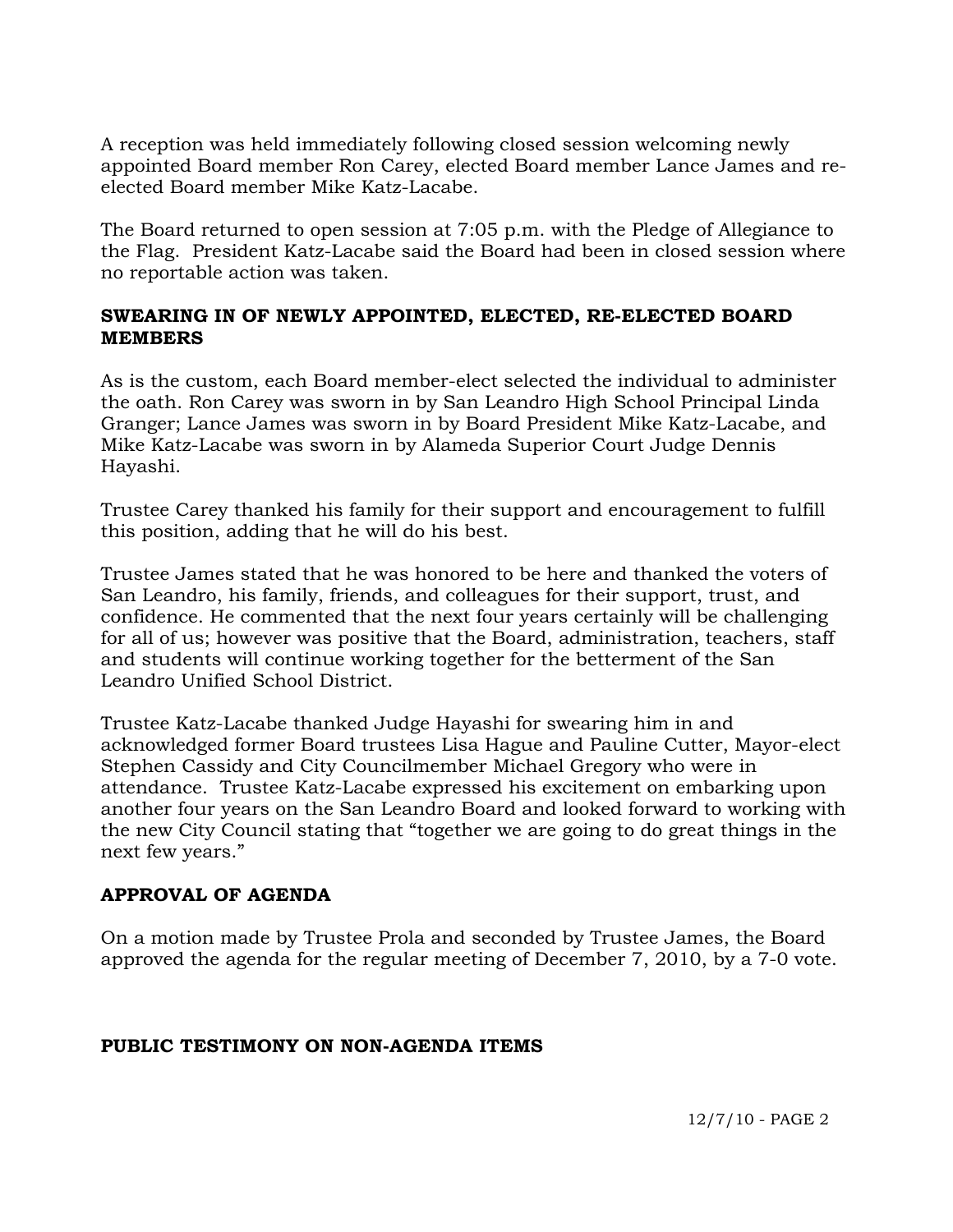A reception was held immediately following closed session welcoming newly appointed Board member Ron Carey, elected Board member Lance James and re-elected Board member Mike Katz-Lacabe.

The Board returned to open session at 7:05 p.m. with the Pledge of Allegiance to the Flag. President Katz-Lacabe said the Board had been in closed session where no reportable action was taken.

## SWEARING IN OF NEWLY APPOINTED, ELECTED, RE-ELECTED BOARD MEMBERS

As is the custom, each Board member-elect selected the individual to administer the oath. Ron Carey was sworn in by San Leandro High School Principal Linda Granger; Lance James was sworn in by Board President Mike Katz-Lacabe, and Mike Katz-Lacabe was sworn in by Alameda Superior Court Judge Dennis Hayashi.

Trustee Carey thanked his family for their support and encouragement to fulfill this position, adding that he will do his best.

Trustee James stated that he was honored to be here and thanked the voters of San Leandro, his family, friends, and colleagues for their support, trust, and confidence. He commented that the next four years certainly will be challenging for all of us; however was positive that the Board, administration, teachers, staff and students will continue working together for the betterment of the San Leandro Unified School District.

Trustee Katz-Lacabe thanked Judge Hayashi for swearing him in and acknowledged former Board trustees Lisa Hague and Pauline Cutter, Mayor-elect Stephen Cassidy and City Councilmember Michael Gregory who were in attendance. Trustee Katz-Lacabe expressed his excitement on embarking upon another four years on the San Leandro Board and looked forward to working with the new City Council stating that "together we are going to do great things in the next few years."

## APPROVAL OF AGENDA

On a motion made by Trustee Prola and seconded by Trustee James, the Board approved the agenda for the regular meeting of December 7, 2010, by a 7-0 vote.

## PUBLIC TESTIMONY ON NON-AGENDA ITEMS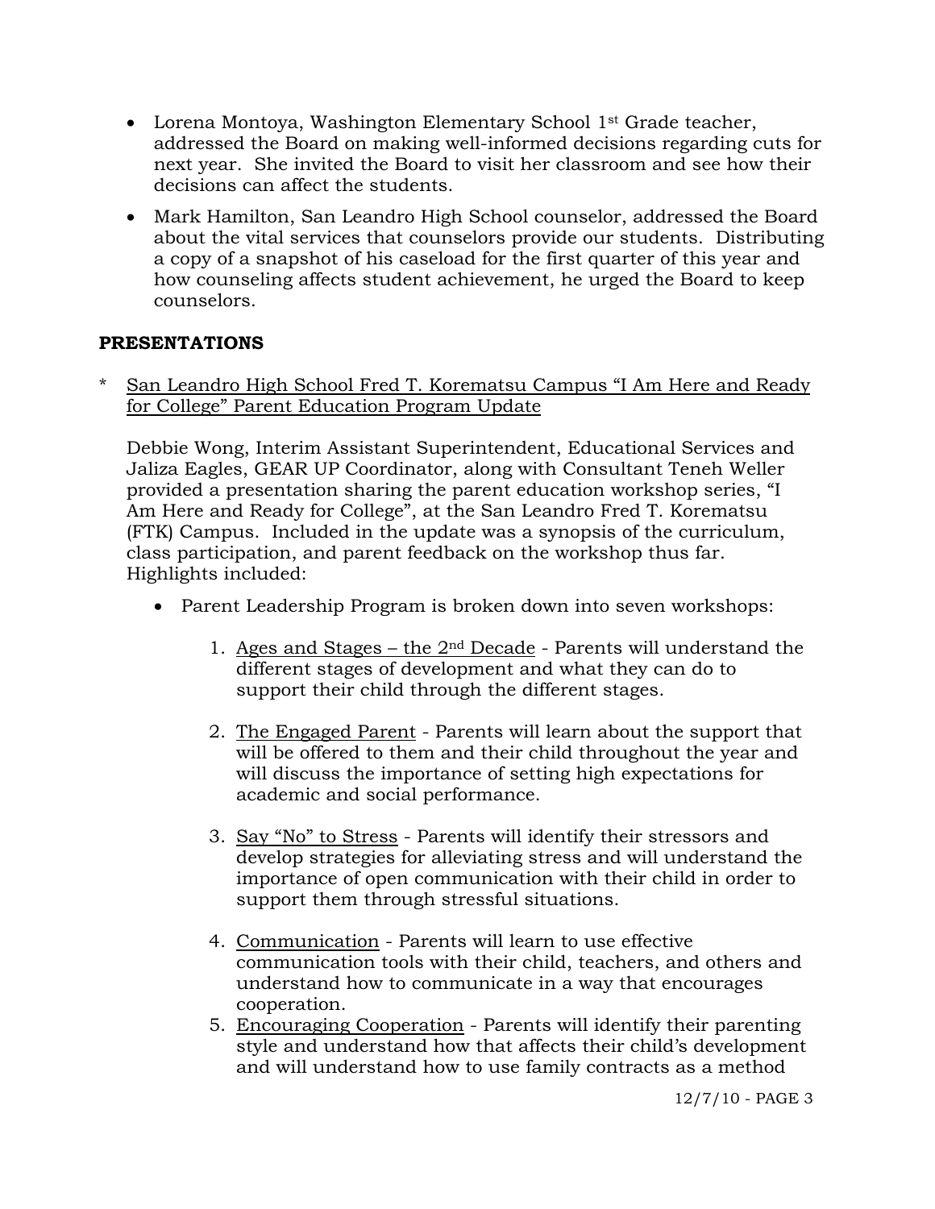- Lorena Montoya, Washington Elementary School 1st Grade teacher, addressed the Board on making well-informed decisions regarding cuts for next year. She invited the Board to visit her classroom and see how their decisions can affect the students.
- Mark Hamilton, San Leandro High School counselor, addressed the Board about the vital services that counselors provide our students. Distributing a copy of a snapshot of his caseload for the first quarter of this year and how counseling affects student achievement, he urged the Board to keep counselors.

## PRESENTATIONS

\* <u>San Leandro High School Fred T. Korematsu Campus "I Am Here and Ready for College" Parent Education Program Update</u>

Debbie Wong, Interim Assistant Superintendent, Educational Services and Jaliza Eagles, GEAR UP Coordinator, along with Consultant Teneh Weller provided a presentation sharing the parent education workshop series, "I Am Here and Ready for College", at the San Leandro Fred T. Korematsu (FTK) Campus. Included in the update was a synopsis of the curriculum, class participation, and parent feedback on the workshop thus far. Highlights included:

- Parent Leadership Program is broken down into seven workshops:

  1. <u>Ages and Stages – the 2nd Decade</u> - Parents will understand the different stages of development and what they can do to support their child through the different stages.

  2. <u>The Engaged Parent</u> - Parents will learn about the support that will be offered to them and their child throughout the year and will discuss the importance of setting high expectations for academic and social performance.

  3. <u>Say "No" to Stress</u> - Parents will identify their stressors and develop strategies for alleviating stress and will understand the importance of open communication with their child in order to support them through stressful situations.

  4. <u>Communication</u> - Parents will learn to use effective communication tools with their child, teachers, and others and understand how to communicate in a way that encourages cooperation.
  5. <u>Encouraging Cooperation</u> - Parents will identify their parenting style and understand how that affects their child's development and will understand how to use family contracts as a method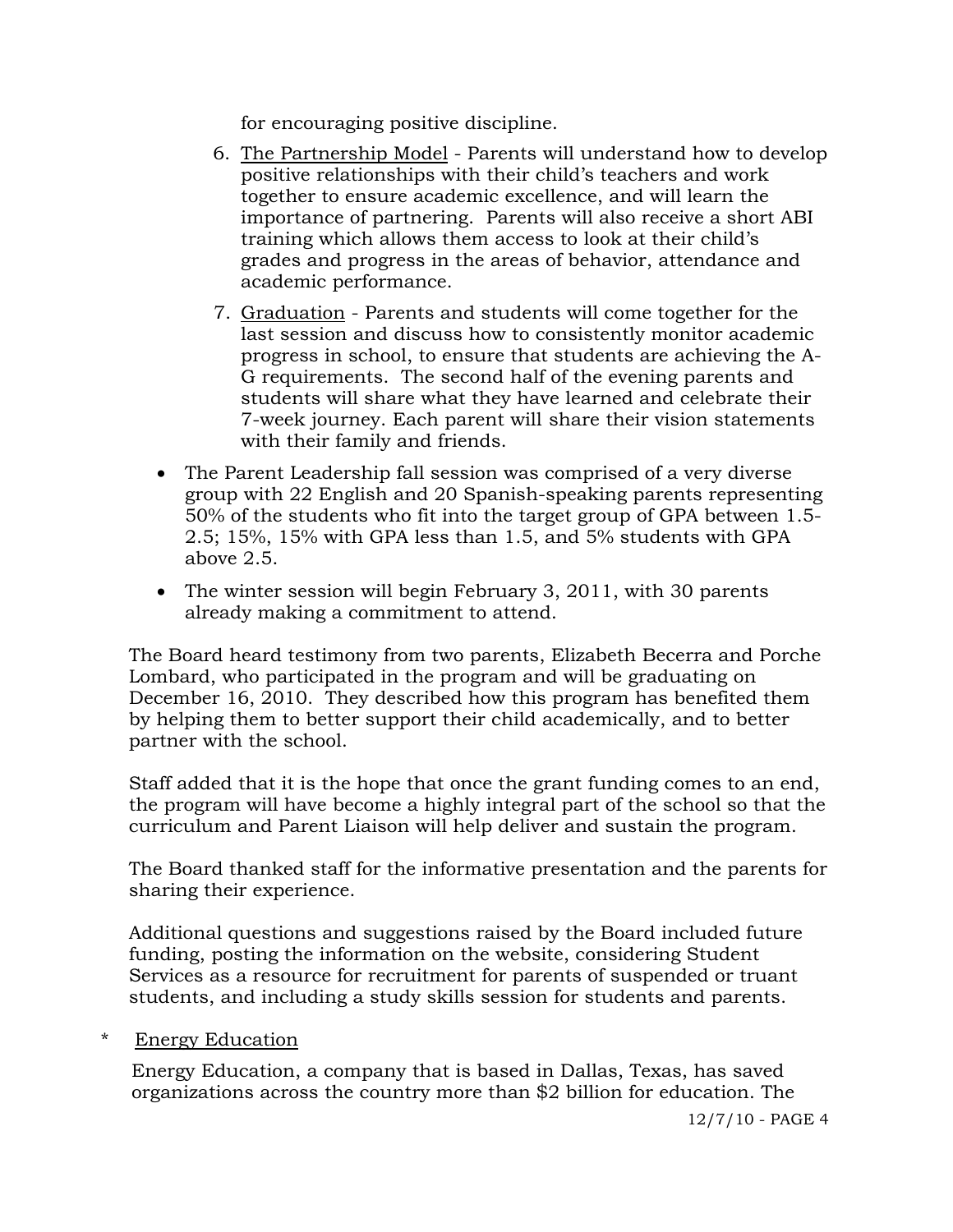for encouraging positive discipline.

6. The Partnership Model - Parents will understand how to develop positive relationships with their child's teachers and work together to ensure academic excellence, and will learn the importance of partnering. Parents will also receive a short ABI training which allows them access to look at their child's grades and progress in the areas of behavior, attendance and academic performance.
7. Graduation - Parents and students will come together for the last session and discuss how to consistently monitor academic progress in school, to ensure that students are achieving the A-G requirements. The second half of the evening parents and students will share what they have learned and celebrate their 7-week journey. Each parent will share their vision statements with their family and friends.

- The Parent Leadership fall session was comprised of a very diverse group with 22 English and 20 Spanish-speaking parents representing 50% of the students who fit into the target group of GPA between 1.5-2.5; 15%, 15% with GPA less than 1.5, and 5% students with GPA above 2.5.
- The winter session will begin February 3, 2011, with 30 parents already making a commitment to attend.

The Board heard testimony from two parents, Elizabeth Becerra and Porche Lombard, who participated in the program and will be graduating on December 16, 2010. They described how this program has benefited them by helping them to better support their child academically, and to better partner with the school.

Staff added that it is the hope that once the grant funding comes to an end, the program will have become a highly integral part of the school so that the curriculum and Parent Liaison will help deliver and sustain the program.

The Board thanked staff for the informative presentation and the parents for sharing their experience.

Additional questions and suggestions raised by the Board included future funding, posting the information on the website, considering Student Services as a resource for recruitment for parents of suspended or truant students, and including a study skills session for students and parents.

\* Energy Education

Energy Education, a company that is based in Dallas, Texas, has saved organizations across the country more than $2 billion for education. The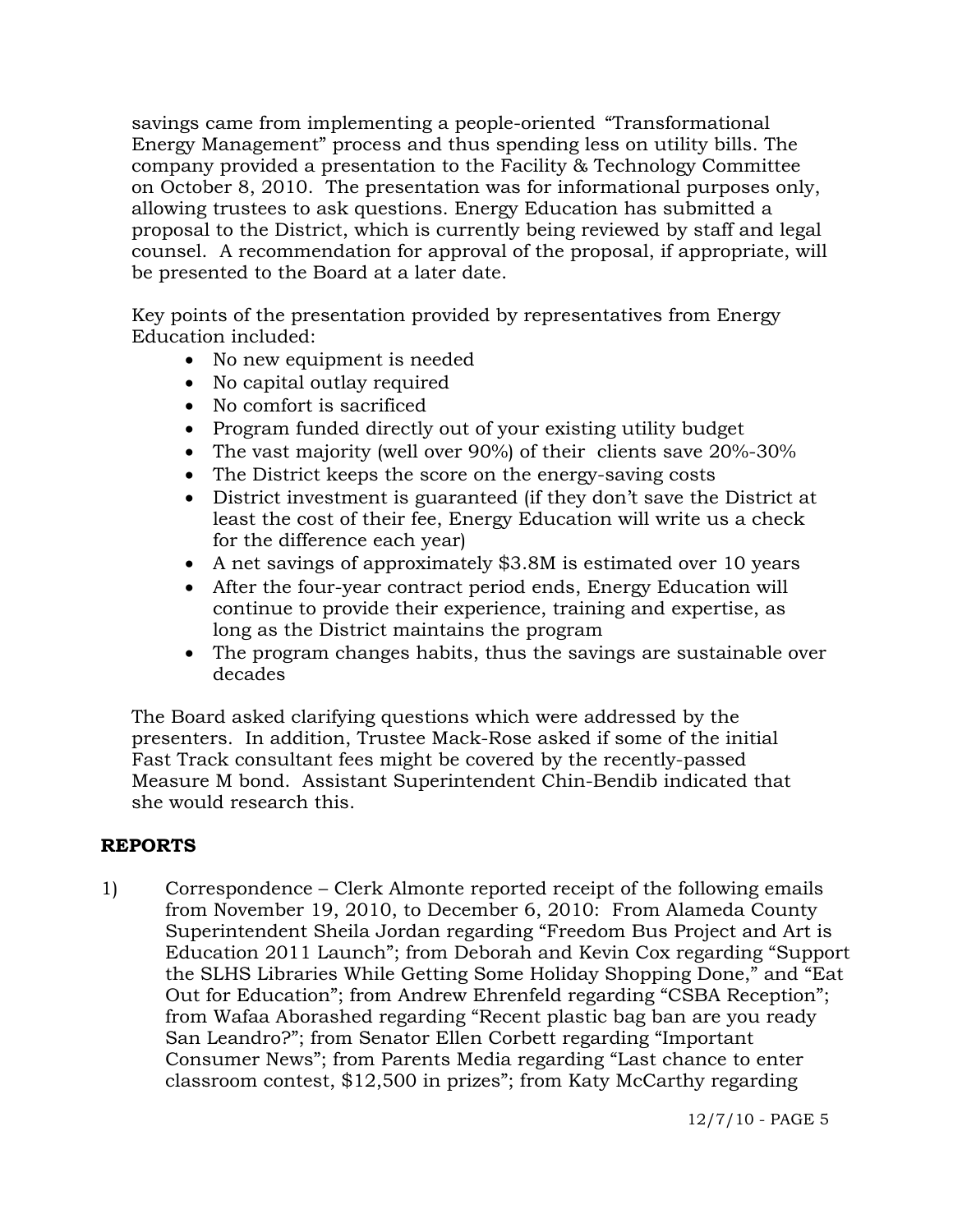savings came from implementing a people-oriented "Transformational Energy Management" process and thus spending less on utility bills. The company provided a presentation to the Facility & Technology Committee on October 8, 2010. The presentation was for informational purposes only, allowing trustees to ask questions. Energy Education has submitted a proposal to the District, which is currently being reviewed by staff and legal counsel. A recommendation for approval of the proposal, if appropriate, will be presented to the Board at a later date.

Key points of the presentation provided by representatives from Energy Education included:

- No new equipment is needed
- No capital outlay required
- No comfort is sacrificed
- Program funded directly out of your existing utility budget
- The vast majority (well over 90%) of their clients save 20%-30%
- The District keeps the score on the energy-saving costs
- District investment is guaranteed (if they don't save the District at least the cost of their fee, Energy Education will write us a check for the difference each year)
- A net savings of approximately $3.8M is estimated over 10 years
- After the four-year contract period ends, Energy Education will continue to provide their experience, training and expertise, as long as the District maintains the program
- The program changes habits, thus the savings are sustainable over decades

The Board asked clarifying questions which were addressed by the presenters. In addition, Trustee Mack-Rose asked if some of the initial Fast Track consultant fees might be covered by the recently-passed Measure M bond. Assistant Superintendent Chin-Bendib indicated that she would research this.

## REPORTS

1) Correspondence – Clerk Almonte reported receipt of the following emails from November 19, 2010, to December 6, 2010: From Alameda County Superintendent Sheila Jordan regarding "Freedom Bus Project and Art is Education 2011 Launch"; from Deborah and Kevin Cox regarding "Support the SLHS Libraries While Getting Some Holiday Shopping Done," and "Eat Out for Education"; from Andrew Ehrenfeld regarding "CSBA Reception"; from Wafaa Aborashed regarding "Recent plastic bag ban are you ready San Leandro?"; from Senator Ellen Corbett regarding "Important Consumer News"; from Parents Media regarding "Last chance to enter classroom contest, $12,500 in prizes"; from Katy McCarthy regarding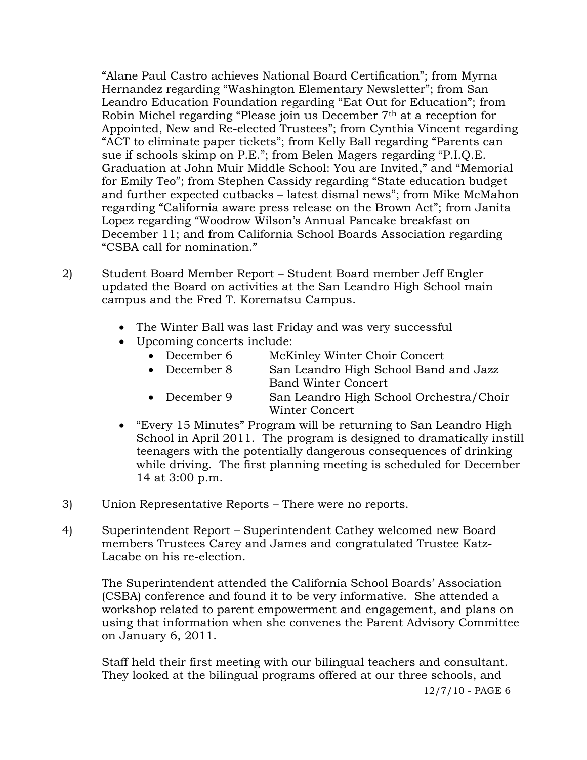"Alane Paul Castro achieves National Board Certification"; from Myrna Hernandez regarding "Washington Elementary Newsletter"; from San Leandro Education Foundation regarding "Eat Out for Education"; from Robin Michel regarding "Please join us December 7th at a reception for Appointed, New and Re-elected Trustees"; from Cynthia Vincent regarding "ACT to eliminate paper tickets"; from Kelly Ball regarding "Parents can sue if schools skimp on P.E."; from Belen Magers regarding "P.I.Q.E. Graduation at John Muir Middle School: You are Invited," and "Memorial for Emily Teo"; from Stephen Cassidy regarding "State education budget and further expected cutbacks – latest dismal news"; from Mike McMahon regarding "California aware press release on the Brown Act"; from Janita Lopez regarding "Woodrow Wilson's Annual Pancake breakfast on December 11; and from California School Boards Association regarding "CSBA call for nomination."

2) Student Board Member Report – Student Board member Jeff Engler updated the Board on activities at the San Leandro High School main campus and the Fred T. Korematsu Campus.

- The Winter Ball was last Friday and was very successful
- Upcoming concerts include:
  - December 6 McKinley Winter Choir Concert
  - December 8 San Leandro High School Band and Jazz Band Winter Concert
  - December 9 San Leandro High School Orchestra/Choir Winter Concert
- "Every 15 Minutes" Program will be returning to San Leandro High School in April 2011. The program is designed to dramatically instill teenagers with the potentially dangerous consequences of drinking while driving. The first planning meeting is scheduled for December 14 at 3:00 p.m.

3) Union Representative Reports – There were no reports.

4) Superintendent Report – Superintendent Cathey welcomed new Board members Trustees Carey and James and congratulated Trustee Katz-Lacabe on his re-election.

The Superintendent attended the California School Boards' Association (CSBA) conference and found it to be very informative. She attended a workshop related to parent empowerment and engagement, and plans on using that information when she convenes the Parent Advisory Committee on January 6, 2011.

Staff held their first meeting with our bilingual teachers and consultant. They looked at the bilingual programs offered at our three schools, and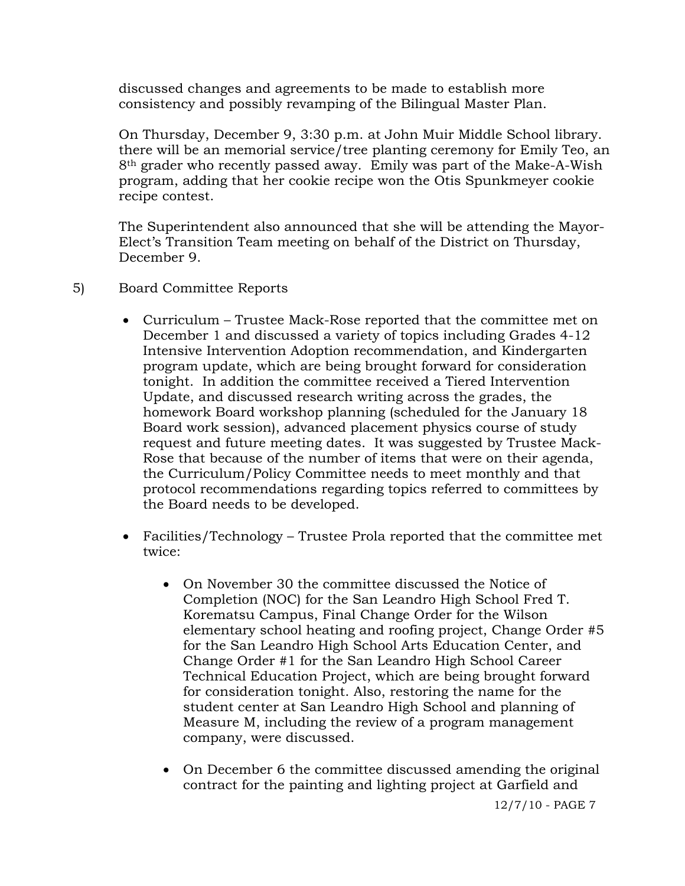discussed changes and agreements to be made to establish more consistency and possibly revamping of the Bilingual Master Plan.

On Thursday, December 9, 3:30 p.m. at John Muir Middle School library. there will be an memorial service/tree planting ceremony for Emily Teo, an 8th grader who recently passed away. Emily was part of the Make-A-Wish program, adding that her cookie recipe won the Otis Spunkmeyer cookie recipe contest.

The Superintendent also announced that she will be attending the Mayor-Elect's Transition Team meeting on behalf of the District on Thursday, December 9.

5) Board Committee Reports

- Curriculum – Trustee Mack-Rose reported that the committee met on December 1 and discussed a variety of topics including Grades 4-12 Intensive Intervention Adoption recommendation, and Kindergarten program update, which are being brought forward for consideration tonight. In addition the committee received a Tiered Intervention Update, and discussed research writing across the grades, the homework Board workshop planning (scheduled for the January 18 Board work session), advanced placement physics course of study request and future meeting dates. It was suggested by Trustee Mack-Rose that because of the number of items that were on their agenda, the Curriculum/Policy Committee needs to meet monthly and that protocol recommendations regarding topics referred to committees by the Board needs to be developed.

- Facilities/Technology – Trustee Prola reported that the committee met twice:

  - On November 30 the committee discussed the Notice of Completion (NOC) for the San Leandro High School Fred T. Korematsu Campus, Final Change Order for the Wilson elementary school heating and roofing project, Change Order #5 for the San Leandro High School Arts Education Center, and Change Order #1 for the San Leandro High School Career Technical Education Project, which are being brought forward for consideration tonight. Also, restoring the name for the student center at San Leandro High School and planning of Measure M, including the review of a program management company, were discussed.

  - On December 6 the committee discussed amending the original contract for the painting and lighting project at Garfield and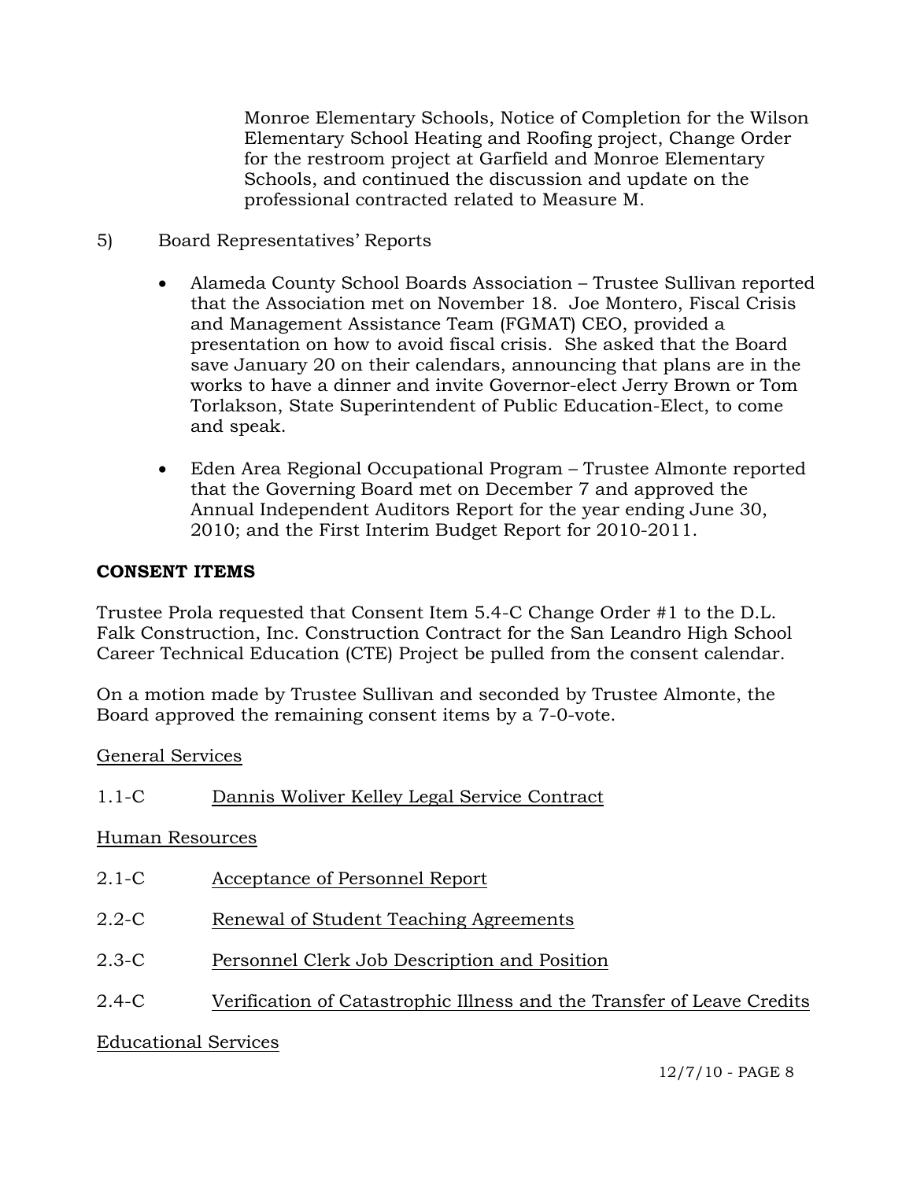Monroe Elementary Schools, Notice of Completion for the Wilson Elementary School Heating and Roofing project, Change Order for the restroom project at Garfield and Monroe Elementary Schools, and continued the discussion and update on the professional contracted related to Measure M.

5) Board Representatives' Reports

- Alameda County School Boards Association – Trustee Sullivan reported that the Association met on November 18. Joe Montero, Fiscal Crisis and Management Assistance Team (FGMAT) CEO, provided a presentation on how to avoid fiscal crisis. She asked that the Board save January 20 on their calendars, announcing that plans are in the works to have a dinner and invite Governor-elect Jerry Brown or Tom Torlakson, State Superintendent of Public Education-Elect, to come and speak.

- Eden Area Regional Occupational Program – Trustee Almonte reported that the Governing Board met on December 7 and approved the Annual Independent Auditors Report for the year ending June 30, 2010; and the First Interim Budget Report for 2010-2011.

**CONSENT ITEMS**

Trustee Prola requested that Consent Item 5.4-C Change Order #1 to the D.L. Falk Construction, Inc. Construction Contract for the San Leandro High School Career Technical Education (CTE) Project be pulled from the consent calendar.

On a motion made by Trustee Sullivan and seconded by Trustee Almonte, the Board approved the remaining consent items by a 7-0-vote.

General Services

1.1-C Dannis Woliver Kelley Legal Service Contract

Human Resources

2.1-C Acceptance of Personnel Report

2.2-C Renewal of Student Teaching Agreements

2.3-C Personnel Clerk Job Description and Position

2.4-C Verification of Catastrophic Illness and the Transfer of Leave Credits

Educational Services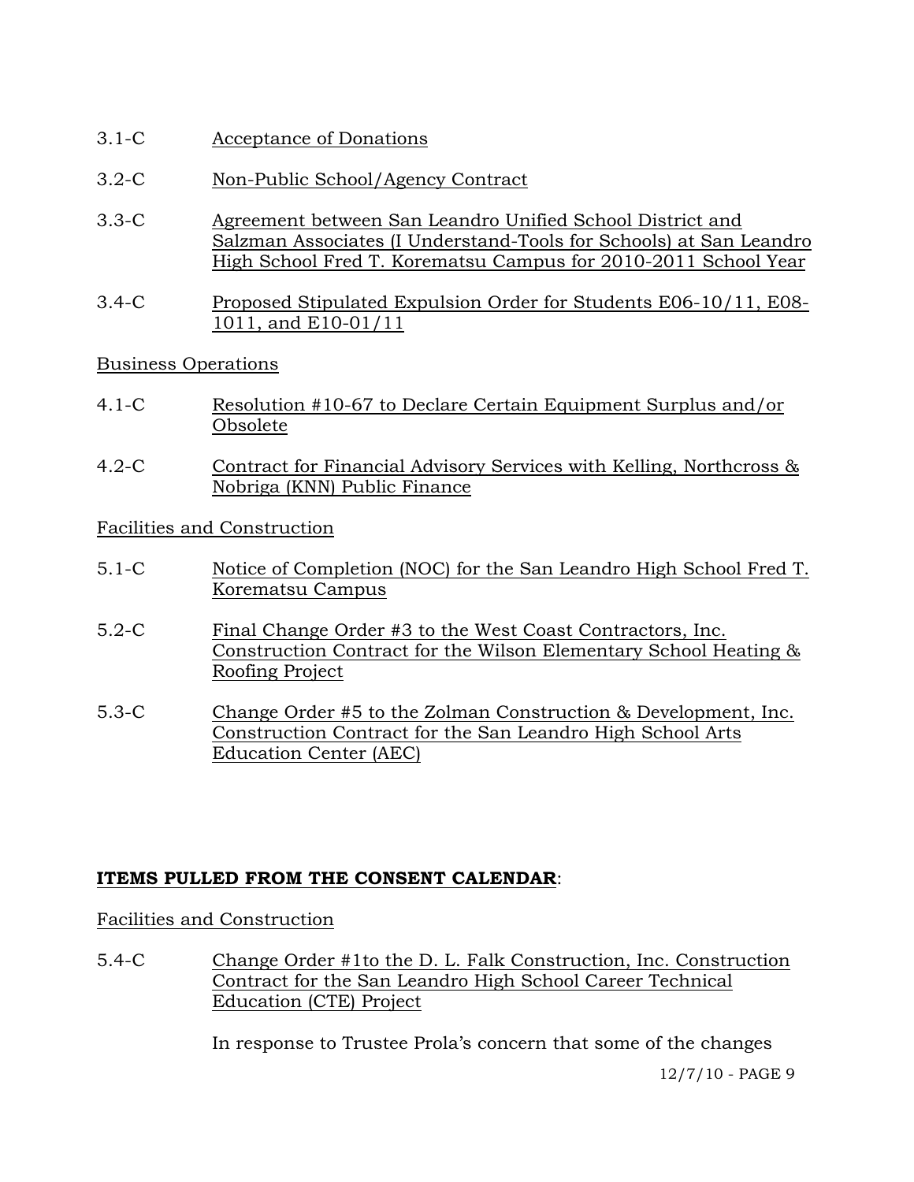3.1-C Acceptance of Donations

3.2-C Non-Public School/Agency Contract

3.3-C Agreement between San Leandro Unified School District and Salzman Associates (I Understand-Tools for Schools) at San Leandro High School Fred T. Korematsu Campus for 2010-2011 School Year

3.4-C Proposed Stipulated Expulsion Order for Students E06-10/11, E08-1011, and E10-01/11

Business Operations

4.1-C Resolution #10-67 to Declare Certain Equipment Surplus and/or Obsolete

4.2-C Contract for Financial Advisory Services with Kelling, Northcross & Nobriga (KNN) Public Finance

Facilities and Construction

5.1-C Notice of Completion (NOC) for the San Leandro High School Fred T. Korematsu Campus

5.2-C Final Change Order #3 to the West Coast Contractors, Inc. Construction Contract for the Wilson Elementary School Heating & Roofing Project

5.3-C Change Order #5 to the Zolman Construction & Development, Inc. Construction Contract for the San Leandro High School Arts Education Center (AEC)

**ITEMS PULLED FROM THE CONSENT CALENDAR**:

Facilities and Construction

5.4-C Change Order #1to the D. L. Falk Construction, Inc. Construction Contract for the San Leandro High School Career Technical Education (CTE) Project

In response to Trustee Prola's concern that some of the changes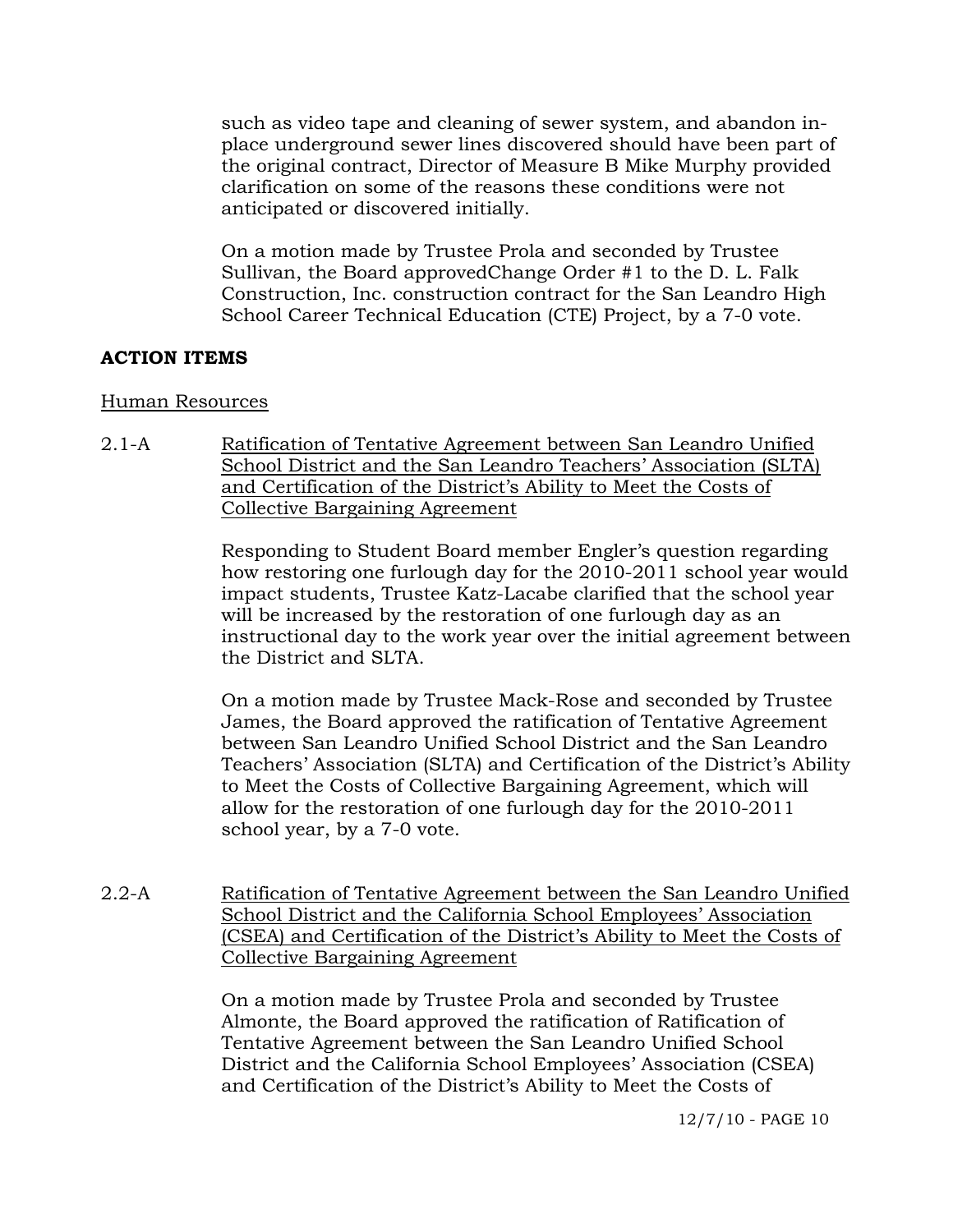such as video tape and cleaning of sewer system, and abandon in-place underground sewer lines discovered should have been part of the original contract, Director of Measure B Mike Murphy provided clarification on some of the reasons these conditions were not anticipated or discovered initially.

On a motion made by Trustee Prola and seconded by Trustee Sullivan, the Board approvedChange Order #1 to the D. L. Falk Construction, Inc. construction contract for the San Leandro High School Career Technical Education (CTE) Project, by a 7-0 vote.

## ACTION ITEMS

Human Resources

2.1-A <u>Ratification of Tentative Agreement between San Leandro Unified School District and the San Leandro Teachers' Association (SLTA) and Certification of the District's Ability to Meet the Costs of Collective Bargaining Agreement</u>

Responding to Student Board member Engler's question regarding how restoring one furlough day for the 2010-2011 school year would impact students, Trustee Katz-Lacabe clarified that the school year will be increased by the restoration of one furlough day as an instructional day to the work year over the initial agreement between the District and SLTA.

On a motion made by Trustee Mack-Rose and seconded by Trustee James, the Board approved the ratification of Tentative Agreement between San Leandro Unified School District and the San Leandro Teachers' Association (SLTA) and Certification of the District's Ability to Meet the Costs of Collective Bargaining Agreement, which will allow for the restoration of one furlough day for the 2010-2011 school year, by a 7-0 vote.

2.2-A <u>Ratification of Tentative Agreement between the San Leandro Unified School District and the California School Employees' Association (CSEA) and Certification of the District's Ability to Meet the Costs of Collective Bargaining Agreement</u>

On a motion made by Trustee Prola and seconded by Trustee Almonte, the Board approved the ratification of Ratification of Tentative Agreement between the San Leandro Unified School District and the California School Employees' Association (CSEA) and Certification of the District's Ability to Meet the Costs of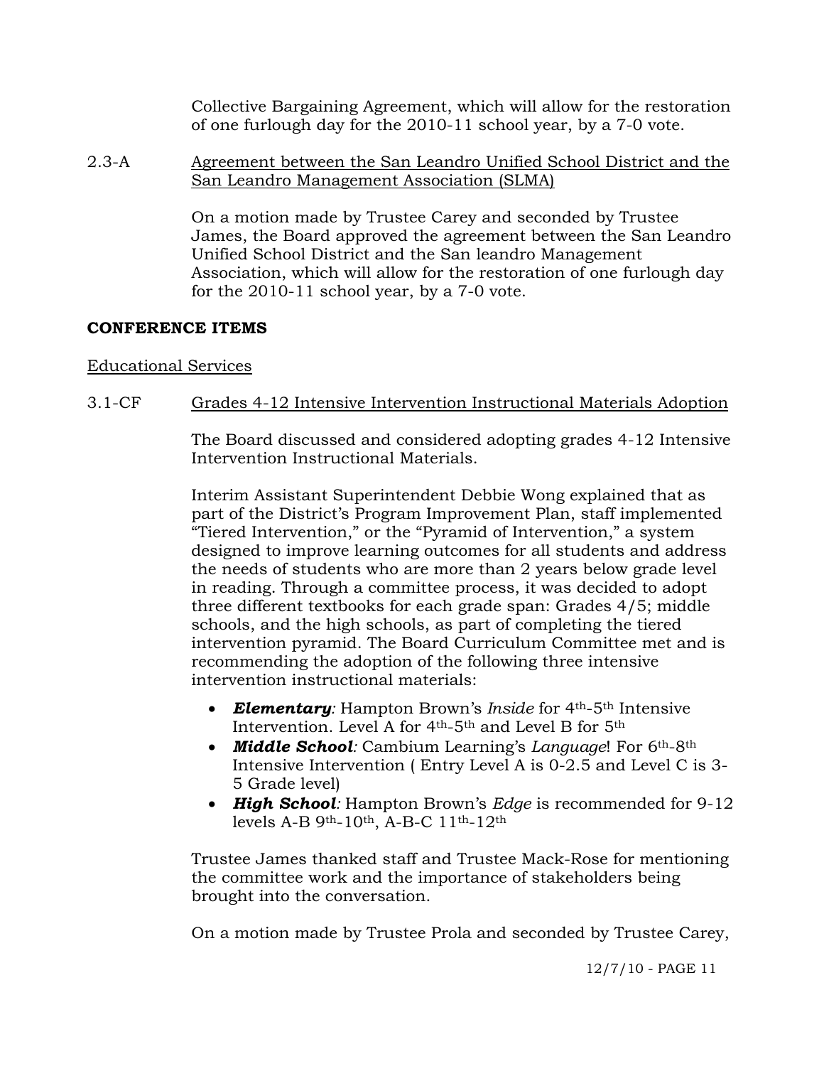Collective Bargaining Agreement, which will allow for the restoration of one furlough day for the 2010-11 school year, by a 7-0 vote.

2.3-A Agreement between the San Leandro Unified School District and the San Leandro Management Association (SLMA)

On a motion made by Trustee Carey and seconded by Trustee James, the Board approved the agreement between the San Leandro Unified School District and the San leandro Management Association, which will allow for the restoration of one furlough day for the 2010-11 school year, by a 7-0 vote.

**CONFERENCE ITEMS**

Educational Services

3.1-CF Grades 4-12 Intensive Intervention Instructional Materials Adoption

The Board discussed and considered adopting grades 4-12 Intensive Intervention Instructional Materials.

Interim Assistant Superintendent Debbie Wong explained that as part of the District's Program Improvement Plan, staff implemented "Tiered Intervention," or the "Pyramid of Intervention," a system designed to improve learning outcomes for all students and address the needs of students who are more than 2 years below grade level in reading. Through a committee process, it was decided to adopt three different textbooks for each grade span: Grades 4/5; middle schools, and the high schools, as part of completing the tiered intervention pyramid. The Board Curriculum Committee met and is recommending the adoption of the following three intensive intervention instructional materials:

- ***Elementary**:* Hampton Brown's *Inside* for 4th-5th Intensive Intervention. Level A for 4th-5th and Level B for 5th
- ***Middle School**:* Cambium Learning's *Language*! For 6th-8th Intensive Intervention ( Entry Level A is 0-2.5 and Level C is 3-5 Grade level)
- ***High School**:* Hampton Brown's *Edge* is recommended for 9-12 levels A-B 9th-10th, A-B-C 11th-12th

Trustee James thanked staff and Trustee Mack-Rose for mentioning the committee work and the importance of stakeholders being brought into the conversation.

On a motion made by Trustee Prola and seconded by Trustee Carey,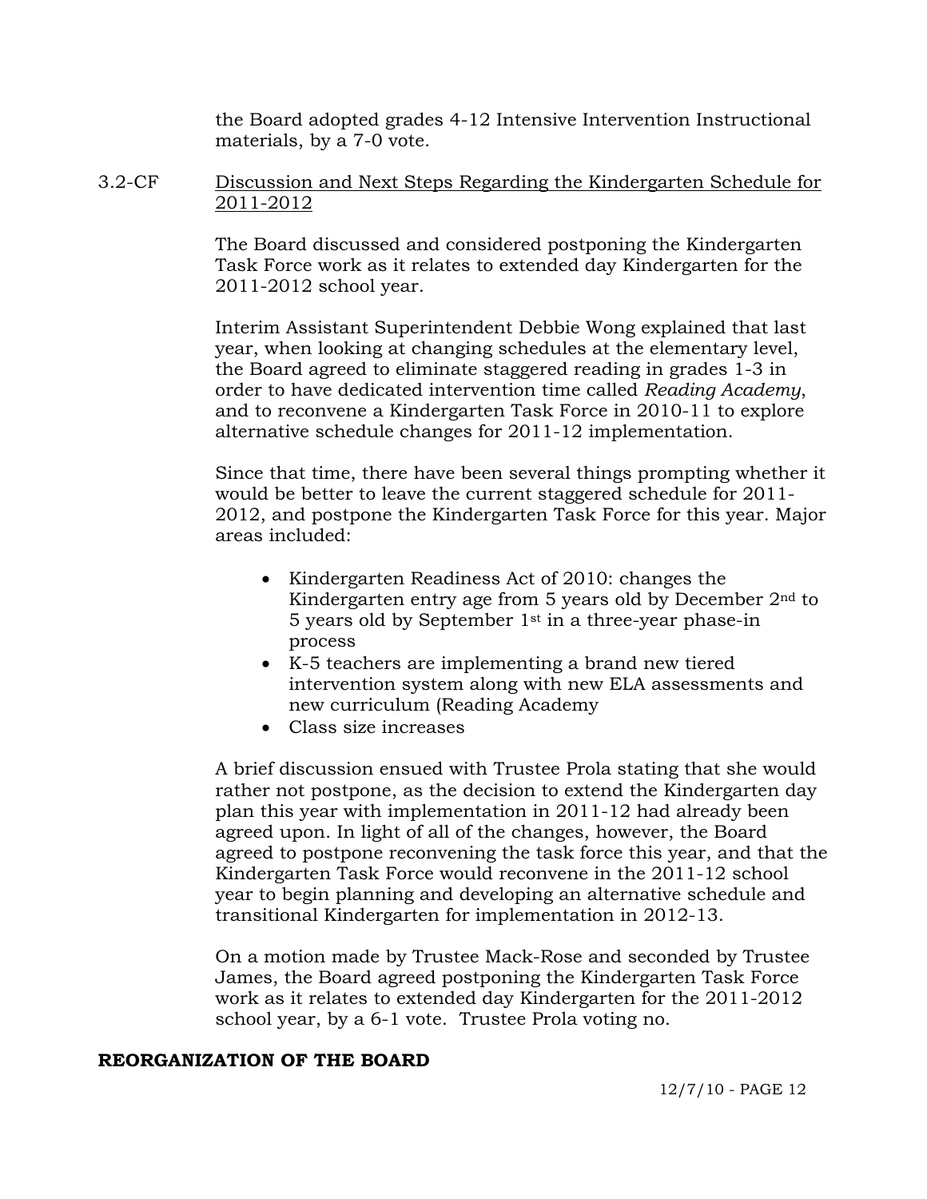the Board adopted grades 4-12 Intensive Intervention Instructional materials, by a 7-0 vote.

3.2-CF Discussion and Next Steps Regarding the Kindergarten Schedule for 2011-2012

The Board discussed and considered postponing the Kindergarten Task Force work as it relates to extended day Kindergarten for the 2011-2012 school year.

Interim Assistant Superintendent Debbie Wong explained that last year, when looking at changing schedules at the elementary level, the Board agreed to eliminate staggered reading in grades 1-3 in order to have dedicated intervention time called *Reading Academy*, and to reconvene a Kindergarten Task Force in 2010-11 to explore alternative schedule changes for 2011-12 implementation.

Since that time, there have been several things prompting whether it would be better to leave the current staggered schedule for 2011-2012, and postpone the Kindergarten Task Force for this year. Major areas included:

- Kindergarten Readiness Act of 2010: changes the Kindergarten entry age from 5 years old by December 2nd to 5 years old by September 1st in a three-year phase-in process
- K-5 teachers are implementing a brand new tiered intervention system along with new ELA assessments and new curriculum (Reading Academy
- Class size increases

A brief discussion ensued with Trustee Prola stating that she would rather not postpone, as the decision to extend the Kindergarten day plan this year with implementation in 2011-12 had already been agreed upon. In light of all of the changes, however, the Board agreed to postpone reconvening the task force this year, and that the Kindergarten Task Force would reconvene in the 2011-12 school year to begin planning and developing an alternative schedule and transitional Kindergarten for implementation in 2012-13.

On a motion made by Trustee Mack-Rose and seconded by Trustee James, the Board agreed postponing the Kindergarten Task Force work as it relates to extended day Kindergarten for the 2011-2012 school year, by a 6-1 vote. Trustee Prola voting no.

**REORGANIZATION OF THE BOARD**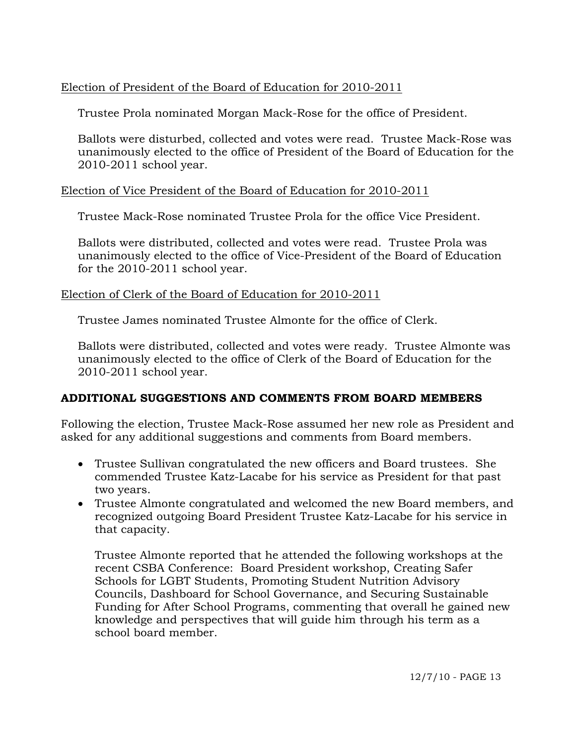Election of President of the Board of Education for 2010-2011

Trustee Prola nominated Morgan Mack-Rose for the office of President.

Ballots were disturbed, collected and votes were read. Trustee Mack-Rose was unanimously elected to the office of President of the Board of Education for the 2010-2011 school year.

Election of Vice President of the Board of Education for 2010-2011

Trustee Mack-Rose nominated Trustee Prola for the office Vice President.

Ballots were distributed, collected and votes were read. Trustee Prola was unanimously elected to the office of Vice-President of the Board of Education for the 2010-2011 school year.

Election of Clerk of the Board of Education for 2010-2011

Trustee James nominated Trustee Almonte for the office of Clerk.

Ballots were distributed, collected and votes were ready. Trustee Almonte was unanimously elected to the office of Clerk of the Board of Education for the 2010-2011 school year.

**ADDITIONAL SUGGESTIONS AND COMMENTS FROM BOARD MEMBERS**

Following the election, Trustee Mack-Rose assumed her new role as President and asked for any additional suggestions and comments from Board members.

- Trustee Sullivan congratulated the new officers and Board trustees. She commended Trustee Katz-Lacabe for his service as President for that past two years.
- Trustee Almonte congratulated and welcomed the new Board members, and recognized outgoing Board President Trustee Katz-Lacabe for his service in that capacity.

  Trustee Almonte reported that he attended the following workshops at the recent CSBA Conference: Board President workshop, Creating Safer Schools for LGBT Students, Promoting Student Nutrition Advisory Councils, Dashboard for School Governance, and Securing Sustainable Funding for After School Programs, commenting that overall he gained new knowledge and perspectives that will guide him through his term as a school board member.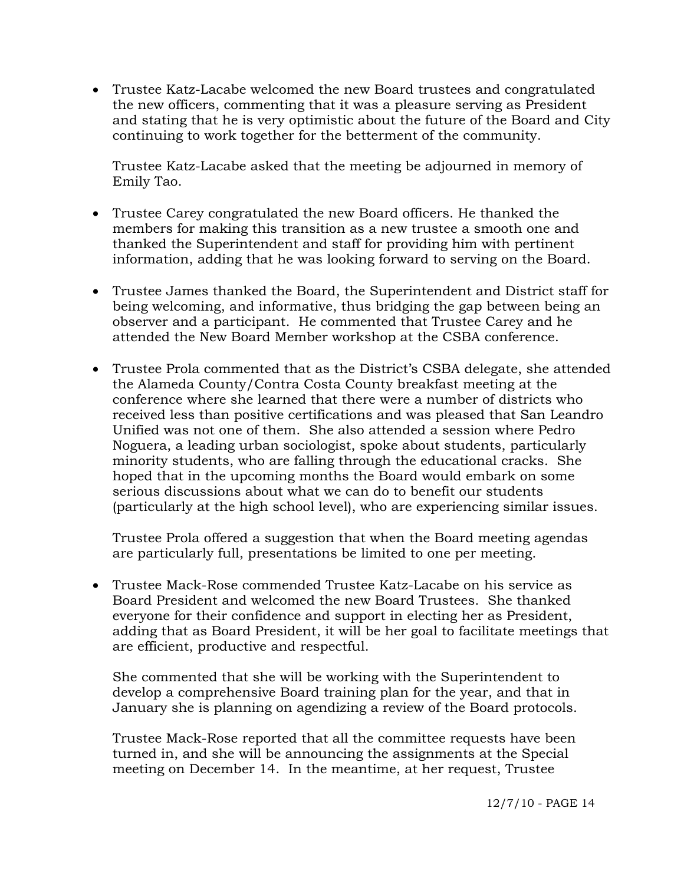- Trustee Katz-Lacabe welcomed the new Board trustees and congratulated the new officers, commenting that it was a pleasure serving as President and stating that he is very optimistic about the future of the Board and City continuing to work together for the betterment of the community.

  Trustee Katz-Lacabe asked that the meeting be adjourned in memory of Emily Tao.

- Trustee Carey congratulated the new Board officers. He thanked the members for making this transition as a new trustee a smooth one and thanked the Superintendent and staff for providing him with pertinent information, adding that he was looking forward to serving on the Board.

- Trustee James thanked the Board, the Superintendent and District staff for being welcoming, and informative, thus bridging the gap between being an observer and a participant. He commented that Trustee Carey and he attended the New Board Member workshop at the CSBA conference.

- Trustee Prola commented that as the District's CSBA delegate, she attended the Alameda County/Contra Costa County breakfast meeting at the conference where she learned that there were a number of districts who received less than positive certifications and was pleased that San Leandro Unified was not one of them. She also attended a session where Pedro Noguera, a leading urban sociologist, spoke about students, particularly minority students, who are falling through the educational cracks. She hoped that in the upcoming months the Board would embark on some serious discussions about what we can do to benefit our students (particularly at the high school level), who are experiencing similar issues.

  Trustee Prola offered a suggestion that when the Board meeting agendas are particularly full, presentations be limited to one per meeting.

- Trustee Mack-Rose commended Trustee Katz-Lacabe on his service as Board President and welcomed the new Board Trustees. She thanked everyone for their confidence and support in electing her as President, adding that as Board President, it will be her goal to facilitate meetings that are efficient, productive and respectful.

  She commented that she will be working with the Superintendent to develop a comprehensive Board training plan for the year, and that in January she is planning on agendizing a review of the Board protocols.

  Trustee Mack-Rose reported that all the committee requests have been turned in, and she will be announcing the assignments at the Special meeting on December 14. In the meantime, at her request, Trustee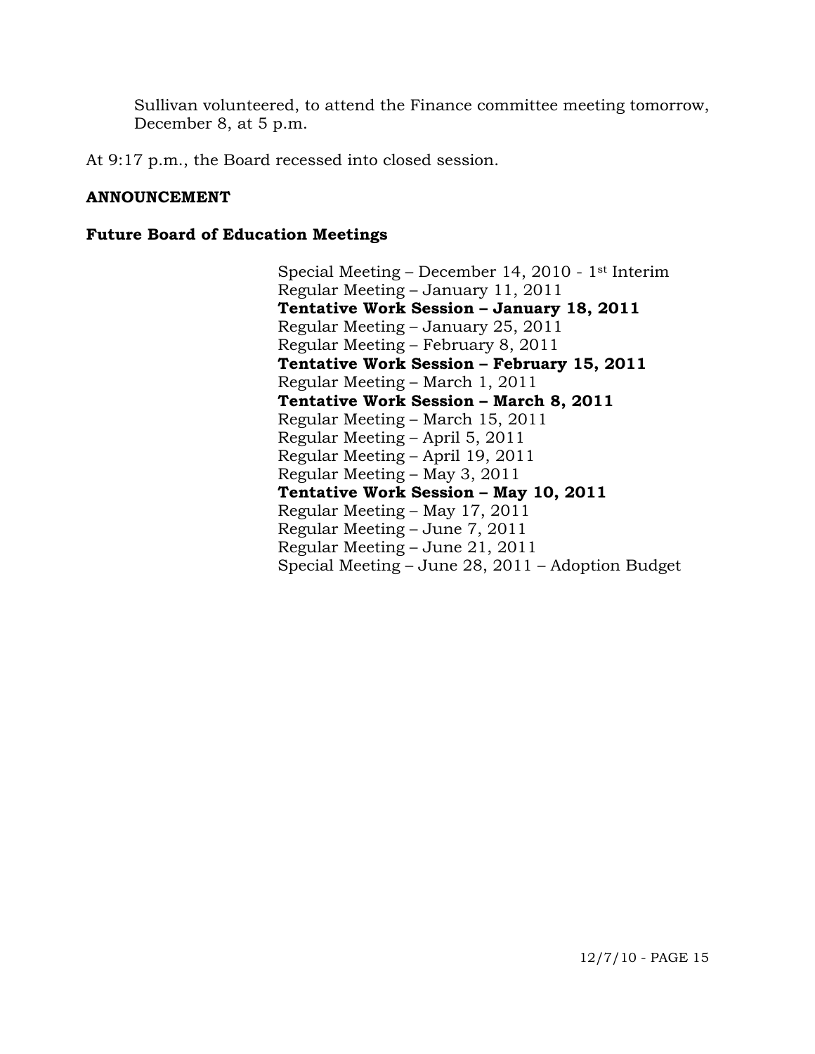Sullivan volunteered, to attend the Finance committee meeting tomorrow, December 8, at 5 p.m.

At 9:17 p.m., the Board recessed into closed session.

**ANNOUNCEMENT**

**Future Board of Education Meetings**

Special Meeting – December 14, 2010 - 1st Interim
Regular Meeting – January 11, 2011
**Tentative Work Session – January 18, 2011**
Regular Meeting – January 25, 2011
Regular Meeting – February 8, 2011
**Tentative Work Session – February 15, 2011**
Regular Meeting – March 1, 2011
**Tentative Work Session – March 8, 2011**
Regular Meeting – March 15, 2011
Regular Meeting – April 5, 2011
Regular Meeting – April 19, 2011
Regular Meeting – May 3, 2011
**Tentative Work Session – May 10, 2011**
Regular Meeting – May 17, 2011
Regular Meeting – June 7, 2011
Regular Meeting – June 21, 2011
Special Meeting – June 28, 2011 – Adoption Budget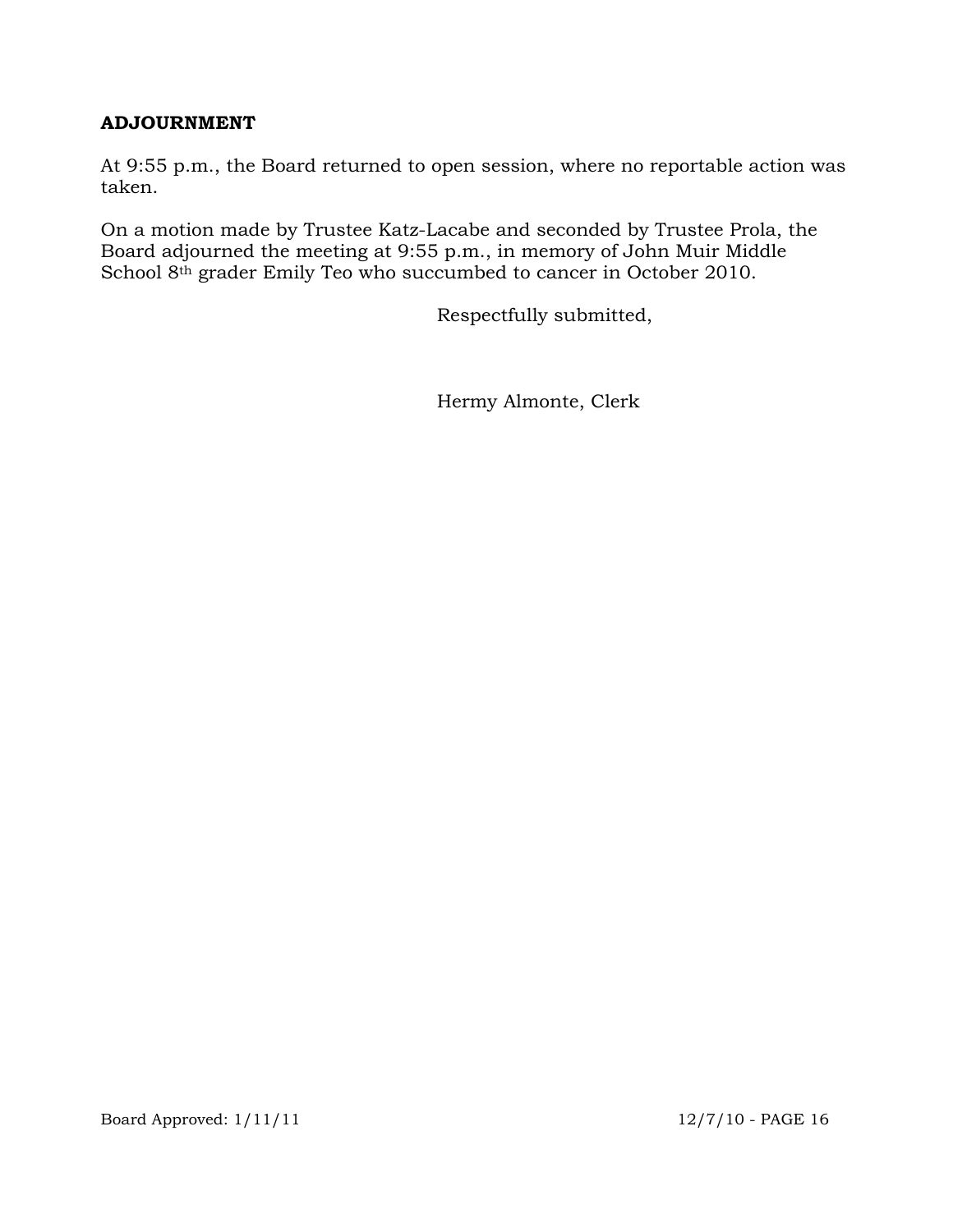**ADJOURNMENT**

At 9:55 p.m., the Board returned to open session, where no reportable action was taken.

On a motion made by Trustee Katz-Lacabe and seconded by Trustee Prola, the Board adjourned the meeting at 9:55 p.m., in memory of John Muir Middle School 8th grader Emily Teo who succumbed to cancer in October 2010.

Respectfully submitted,

Hermy Almonte, Clerk

Board Approved: 1/11/11